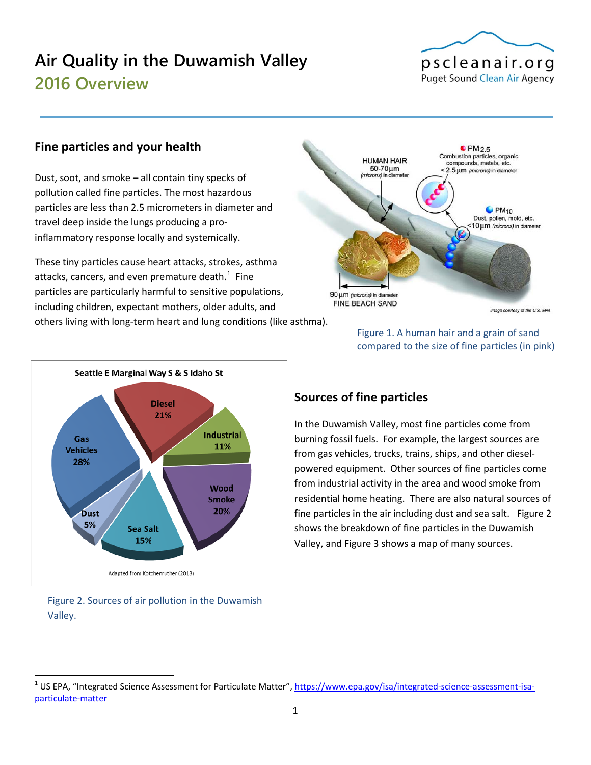# Air Quality in the Duwamish Valley

## 2016 Overview

### Fine particles and your health

Dust, soot, and smoke – all contain tiny specks of pollution called fine particles. The most hazardous particles are less than 2.5 micrometers in diameter and travel deep inside the lungs producing a pro-inflammatory response locally and systemically.

These tiny particles cause heart attacks, strokes, asthma attacks, cancers, and even premature death.[1] Fine particles are particularly harmful to sensitive populations, including children, expectant mothers, older adults, and others living with long-term heart and lung conditions (like asthma).

Figure 1. A human hair and a grain of sand compared to the size of fine particles (in pink)

Figure 2. Sources of air pollution in the Duwamish Valley.

### Sources of fine particles

In the Duwamish Valley, most fine particles come from burning fossil fuels. For example, the largest sources are from gas vehicles, trucks, trains, ships, and other diesel-powered equipment. Other sources of fine particles come from industrial activity in the area and wood smoke from residential home heating. There are also natural sources of fine particles in the air including dust and sea salt. Figure 2 shows the breakdown of fine particles in the Duwamish Valley, and Figure 3 shows a map of many sources.

---

[1] US EPA, "Integrated Science Assessment for Particulate Matter", https://www.epa.gov/isa/integrated-science-assessment-isa-particulate-matter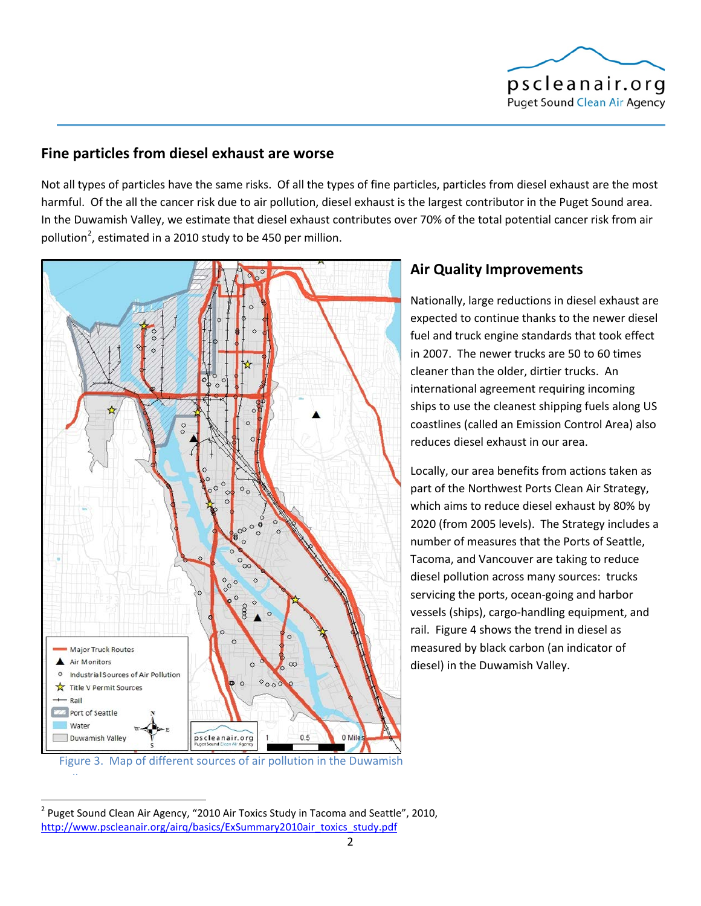## Fine particles from diesel exhaust are worse

Not all types of particles have the same risks. Of all the types of fine particles, particles from diesel exhaust are the most harmful. Of the all the cancer risk due to air pollution, diesel exhaust is the largest contributor in the Puget Sound area. In the Duwamish Valley, we estimate that diesel exhaust contributes over 70% of the total potential cancer risk from air pollution[2], estimated in a 2010 study to be 450 per million.

Major Truck Routes
Air Monitors
Industrial Sources of Air Pollution
Title V Permit Sources
Rail
Port of Seattle
Water
Duwamish Valley

Figure 3. Map of different sources of air pollution in the Duwamish

## Air Quality Improvements

Nationally, large reductions in diesel exhaust are expected to continue thanks to the newer diesel fuel and truck engine standards that took effect in 2007. The newer trucks are 50 to 60 times cleaner than the older, dirtier trucks. An international agreement requiring incoming ships to use the cleanest shipping fuels along US coastlines (called an Emission Control Area) also reduces diesel exhaust in our area.

Locally, our area benefits from actions taken as part of the Northwest Ports Clean Air Strategy, which aims to reduce diesel exhaust by 80% by 2020 (from 2005 levels). The Strategy includes a number of measures that the Ports of Seattle, Tacoma, and Vancouver are taking to reduce diesel pollution across many sources: trucks servicing the ports, ocean-going and harbor vessels (ships), cargo-handling equipment, and rail. Figure 4 shows the trend in diesel as measured by black carbon (an indicator of diesel) in the Duwamish Valley.

---

[2] Puget Sound Clean Air Agency, "2010 Air Toxics Study in Tacoma and Seattle", 2010, http://www.pscleanair.org/airq/basics/ExSummary2010air_toxics_study.pdf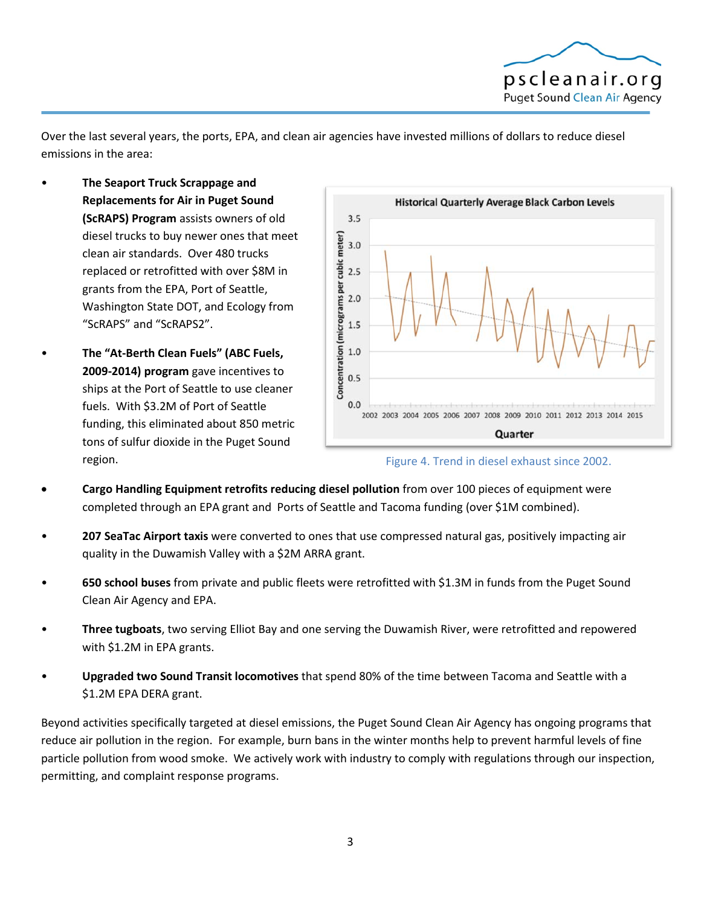Over the last several years, the ports, EPA, and clean air agencies have invested millions of dollars to reduce diesel emissions in the area:

- **The Seaport Truck Scrappage and Replacements for Air in Puget Sound (ScRAPS) Program** assists owners of old diesel trucks to buy newer ones that meet clean air standards. Over 480 trucks replaced or retrofitted with over $8M in grants from the EPA, Port of Seattle, Washington State DOT, and Ecology from "ScRAPS" and "ScRAPS2".
- **The "At-Berth Clean Fuels" (ABC Fuels, 2009-2014) program** gave incentives to ships at the Port of Seattle to use cleaner fuels. With $3.2M of Port of Seattle funding, this eliminated about 850 metric tons of sulfur dioxide in the Puget Sound region.

Figure 4. Trend in diesel exhaust since 2002.

- **Cargo Handling Equipment retrofits reducing diesel pollution** from over 100 pieces of equipment were completed through an EPA grant and Ports of Seattle and Tacoma funding (over $1M combined).
- **207 SeaTac Airport taxis** were converted to ones that use compressed natural gas, positively impacting air quality in the Duwamish Valley with a $2M ARRA grant.
- **650 school buses** from private and public fleets were retrofitted with $1.3M in funds from the Puget Sound Clean Air Agency and EPA.
- **Three tugboats**, two serving Elliot Bay and one serving the Duwamish River, were retrofitted and repowered with $1.2M in EPA grants.
- **Upgraded two Sound Transit locomotives** that spend 80% of the time between Tacoma and Seattle with a $1.2M EPA DERA grant.

Beyond activities specifically targeted at diesel emissions, the Puget Sound Clean Air Agency has ongoing programs that reduce air pollution in the region. For example, burn bans in the winter months help to prevent harmful levels of fine particle pollution from wood smoke. We actively work with industry to comply with regulations through our inspection, permitting, and complaint response programs.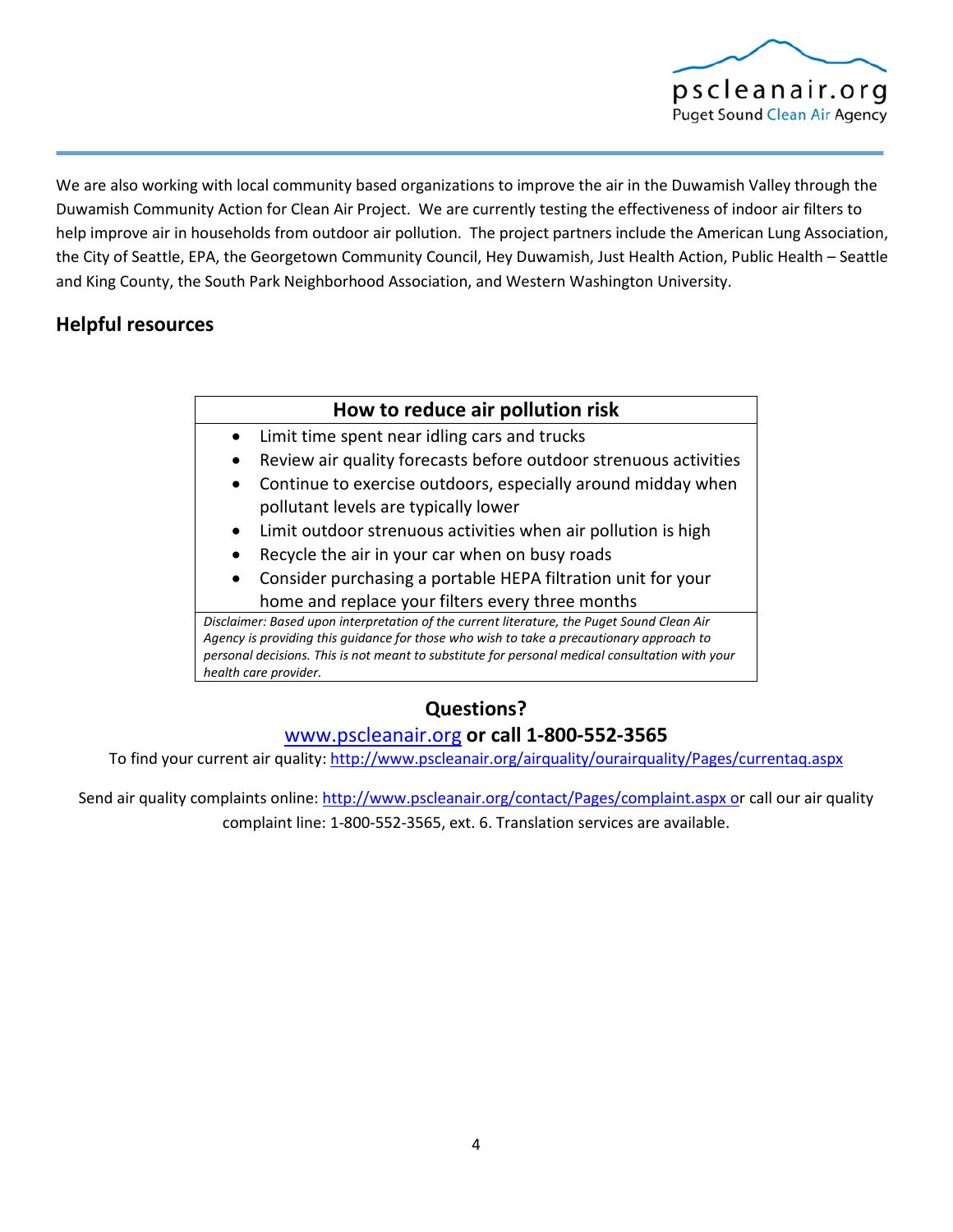We are also working with local community based organizations to improve the air in the Duwamish Valley through the Duwamish Community Action for Clean Air Project. We are currently testing the effectiveness of indoor air filters to help improve air in households from outdoor air pollution. The project partners include the American Lung Association, the City of Seattle, EPA, the Georgetown Community Council, Hey Duwamish, Just Health Action, Public Health – Seattle and King County, the South Park Neighborhood Association, and Western Washington University.

## Helpful resources

### How to reduce air pollution risk

- Limit time spent near idling cars and trucks
- Review air quality forecasts before outdoor strenuous activities
- Continue to exercise outdoors, especially around midday when pollutant levels are typically lower
- Limit outdoor strenuous activities when air pollution is high
- Recycle the air in your car when on busy roads
- Consider purchasing a portable HEPA filtration unit for your home and replace your filters every three months

*Disclaimer: Based upon interpretation of the current literature, the Puget Sound Clean Air Agency is providing this guidance for those who wish to take a precautionary approach to personal decisions. This is not meant to substitute for personal medical consultation with your health care provider.*

## Questions?

**www.pscleanair.org or call 1-800-552-3565**

To find your current air quality: http://www.pscleanair.org/airquality/ourairquality/Pages/currentaq.aspx

Send air quality complaints online: http://www.pscleanair.org/contact/Pages/complaint.aspx or call our air quality complaint line: 1-800-552-3565, ext. 6. Translation services are available.